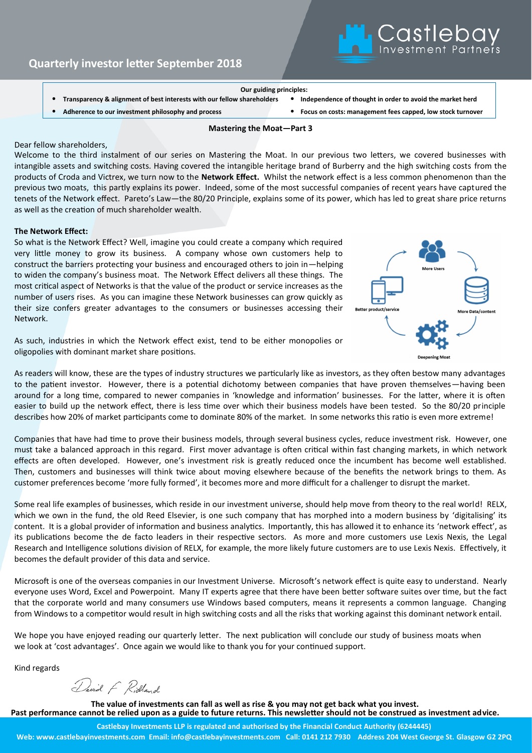# Quarterly investor letter September 2018

Castlebay Investment Partners

**Our guiding principles:**

- **Transparency & alignment of best interests with our fellow shareholders**
- **Independence of thought in order to avoid the market herd**
- **Adherence to our investment philosophy and process**
- **Focus on costs: management fees capped, low stock turnover**

## Mastering the Moat—Part 3

Dear fellow shareholders,

Welcome to the third instalment of our series on Mastering the Moat. In our previous two letters, we covered businesses with intangible assets and switching costs. Having covered the intangible heritage brand of Burberry and the high switching costs from the products of Croda and Victrex, we turn now to the **Network Effect.** Whilst the network effect is a less common phenomenon than the previous two moats, this partly explains its power. Indeed, some of the most successful companies of recent years have captured the tenets of the Network effect. Pareto's Law—the 80/20 Principle, explains some of its power, which has led to great share price returns as well as the creation of much shareholder wealth.

### The Network Effect:

So what is the Network Effect? Well, imagine you could create a company which required very little money to grow its business. A company whose own customers help to construct the barriers protecting your business and encouraged others to join in—helping to widen the company's business moat. The Network Effect delivers all these things. The most critical aspect of Networks is that the value of the product or service increases as the number of users rises. As you can imagine these Network businesses can grow quickly as their size confers greater advantages to the consumers or businesses accessing their Network.

More Users → More Data/content → Deepening Moat → Better product/service

As such, industries in which the Network effect exist, tend to be either monopolies or oligopolies with dominant market share positions.

As readers will know, these are the types of industry structures we particularly like as investors, as they often bestow many advantages to the patient investor. However, there is a potential dichotomy between companies that have proven themselves—having been around for a long time, compared to newer companies in 'knowledge and information' businesses. For the latter, where it is often easier to build up the network effect, there is less time over which their business models have been tested. So the 80/20 principle describes how 20% of market participants come to dominate 80% of the market. In some networks this ratio is even more extreme!

Companies that have had time to prove their business models, through several business cycles, reduce investment risk. However, one must take a balanced approach in this regard. First mover advantage is often critical within fast changing markets, in which network effects are often developed. However, one's investment risk is greatly reduced once the incumbent has become well established. Then, customers and businesses will think twice about moving elsewhere because of the benefits the network brings to them. As customer preferences become 'more fully formed', it becomes more and more difficult for a challenger to disrupt the market.

Some real life examples of businesses, which reside in our investment universe, should help move from theory to the real world! RELX, which we own in the fund, the old Reed Elsevier, is one such company that has morphed into a modern business by 'digitalising' its content. It is a global provider of information and business analytics. Importantly, this has allowed it to enhance its 'network effect', as its publications become the de facto leaders in their respective sectors. As more and more customers use Lexis Nexis, the Legal Research and Intelligence solutions division of RELX, for example, the more likely future customers are to use Lexis Nexis. Effectively, it becomes the default provider of this data and service.

Microsoft is one of the overseas companies in our Investment Universe. Microsoft's network effect is quite easy to understand. Nearly everyone uses Word, Excel and Powerpoint. Many IT experts agree that there have been better software suites over time, but the fact that the corporate world and many consumers use Windows based computers, means it represents a common language. Changing from Windows to a competitor would result in high switching costs and all the risks that working against this dominant network entail.

We hope you have enjoyed reading our quarterly letter. The next publication will conclude our study of business moats when we look at 'cost advantages'. Once again we would like to thank you for your continued support.

Kind regards

David F Ridland

**The value of investments can fall as well as rise & you may not get back what you invest.**
**Past performance cannot be relied upon as a guide to future returns. This newsletter should not be construed as investment advice.**

**Castlebay Investments LLP is regulated and authorised by the Financial Conduct Authority (6244445)**
**Web: www.castlebayinvestments.com Email: info@castlebayinvestments.com Call: 0141 212 7930 Address 204 West George St. Glasgow G2 2PQ**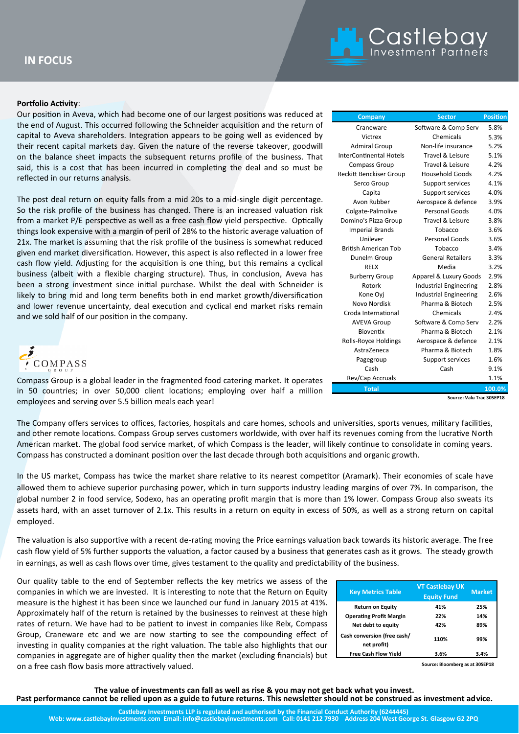## IN FOCUS

**Portfolio Activity**:

Our position in Aveva, which had become one of our largest positions was reduced at the end of August. This occurred following the Schneider acquisition and the return of capital to Aveva shareholders. Integration appears to be going well as evidenced by their recent capital markets day. Given the nature of the reverse takeover, goodwill on the balance sheet impacts the subsequent returns profile of the business. That said, this is a cost that has been incurred in completing the deal and so must be reflected in our returns analysis.

The post deal return on equity falls from a mid 20s to a mid-single digit percentage. So the risk profile of the business has changed. There is an increased valuation risk from a market P/E perspective as well as a free cash flow yield perspective. Optically things look expensive with a margin of peril of 28% to the historic average valuation of 21x. The market is assuming that the risk profile of the business is somewhat reduced given end market diversification. However, this aspect is also reflected in a lower free cash flow yield. Adjusting for the acquisition is one thing, but this remains a cyclical business (albeit with a flexible charging structure). Thus, in conclusion, Aveva has been a strong investment since initial purchase. Whilst the deal with Schneider is likely to bring mid and long term benefits both in end market growth/diversification and lower revenue uncertainty, deal execution and cyclical end market risks remain and we sold half of our position in the company.

| Company | Sector | Position |
|---|---|---|
| Craneware | Software & Comp Serv | 5.8% |
| Victrex | Chemicals | 5.3% |
| Admiral Group | Non-life insurance | 5.2% |
| InterContinental Hotels | Travel & Leisure | 5.1% |
| Compass Group | Travel & Leisure | 4.2% |
| Reckitt Benckiser Group | Household Goods | 4.2% |
| Serco Group | Support services | 4.1% |
| Capita | Support services | 4.0% |
| Avon Rubber | Aerospace & defence | 3.9% |
| Colgate-Palmolive | Personal Goods | 4.0% |
| Domino's Pizza Group | Travel & Leisure | 3.8% |
| Imperial Brands | Tobacco | 3.6% |
| Unilever | Personal Goods | 3.6% |
| British American Tob | Tobacco | 3.4% |
| Dunelm Group | General Retailers | 3.3% |
| RELX | Media | 3.2% |
| Burberry Group | Apparel & Luxury Goods | 2.9% |
| Rotork | Industrial Engineering | 2.8% |
| Kone Oyj | Industrial Engineering | 2.6% |
| Novo Nordisk | Pharma & Biotech | 2.5% |
| Croda International | Chemicals | 2.4% |
| AVEVA Group | Software & Comp Serv | 2.2% |
| Bioventix | Pharma & Biotech | 2.1% |
| Rolls-Royce Holdings | Aerospace & defence | 2.1% |
| AstraZeneca | Pharma & Biotech | 1.8% |
| Pagegroup | Support services | 1.6% |
| Cash | Cash | 9.1% |
| Rev/Cap Accruals | | 1.1% |
| **Total** | | **100.0%** |

Source: Valu Trac 30SEP18

COMPASS GROUP

Compass Group is a global leader in the fragmented food catering market. It operates in 50 countries; in over 50,000 client locations; employing over half a million employees and serving over 5.5 billion meals each year!

The Company offers services to offices, factories, hospitals and care homes, schools and universities, sports venues, military facilities, and other remote locations. Compass Group serves customers worldwide, with over half its revenues coming from the lucrative North American market. The global food service market, of which Compass is the leader, will likely continue to consolidate in coming years. Compass has constructed a dominant position over the last decade through both acquisitions and organic growth.

In the US market, Compass has twice the market share relative to its nearest competitor (Aramark). Their economies of scale have allowed them to achieve superior purchasing power, which in turn supports industry leading margins of over 7%. In comparison, the global number 2 in food service, Sodexo, has an operating profit margin that is more than 1% lower. Compass Group also sweats its assets hard, with an asset turnover of 2.1x. This results in a return on equity in excess of 50%, as well as a strong return on capital employed.

The valuation is also supportive with a recent de-rating moving the Price earnings valuation back towards its historic average. The free cash flow yield of 5% further supports the valuation, a factor caused by a business that generates cash as it grows. The steady growth in earnings, as well as cash flows over time, gives testament to the quality and predictability of the business.

Our quality table to the end of September reflects the key metrics we assess of the companies in which we are invested. It is interesting to note that the Return on Equity measure is the highest it has been since we launched our fund in January 2015 at 41%. Approximately half of the return is retained by the businesses to reinvest at these high rates of return. We have had to be patient to invest in companies like Relx, Compass Group, Craneware etc and we are now starting to see the compounding effect of investing in quality companies at the right valuation. The table also highlights that our companies in aggregate are of higher quality then the market (excluding financials) but on a free cash flow basis more attractively valued.

| Key Metrics Table | VT Castlebay UK Equity Fund | Market |
|---|---|---|
| Return on Equity | 41% | 25% |
| Operating Profit Margin | 22% | 14% |
| Net debt to equity | 42% | 89% |
| Cash conversion (free cash/ net profit) | 110% | 99% |
| Free Cash Flow Yield | 3.6% | 3.4% |

Source: Bloomberg as at 30SEP18

**The value of investments can fall as well as rise & you may not get back what you invest.**
**Past performance cannot be relied upon as a guide to future returns. This newsletter should not be construed as investment advice.**

Castlebay Investments LLP is regulated and authorised by the Financial Conduct Authority (6244445)
Web: www.castlebayinvestments.com Email: info@castlebayinvestments.com Call: 0141 212 7930 Address 204 West George St. Glasgow G2 2PQ